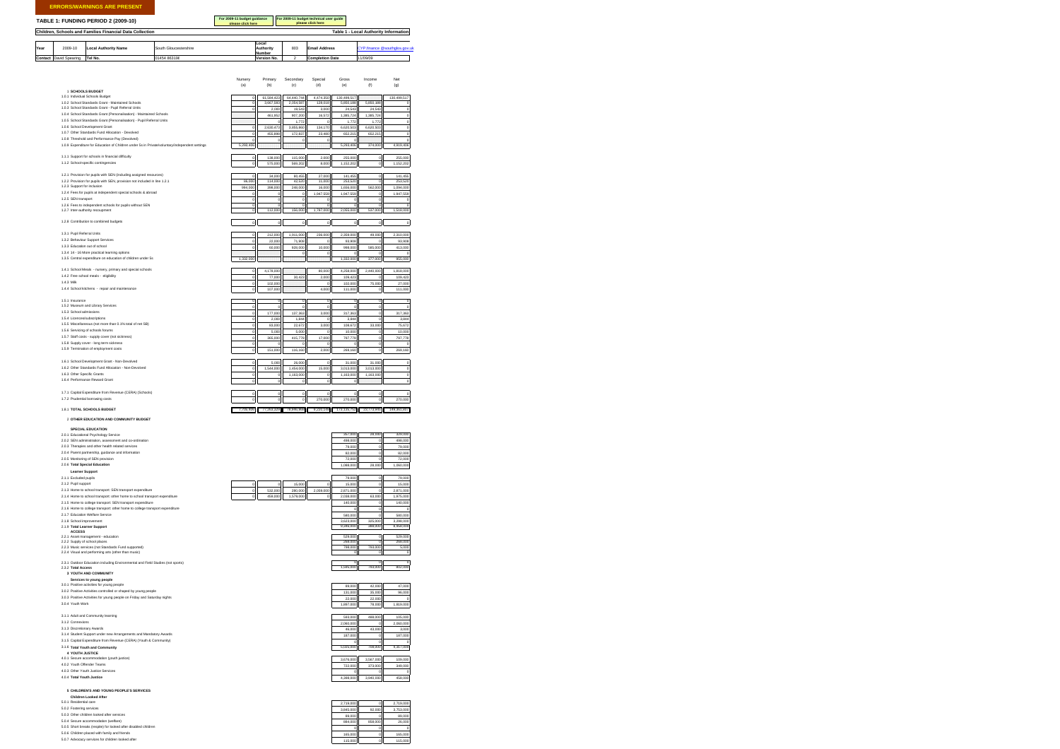**ERRORS/WARNINGS ARE PRESENT**

# TABLE 1: FUNDING PERIOD 2 (2009-10)

For 2009-11 budget guidance please click here | For 2009-11 budget technical user guide please click here

**Children, Schools and Families Financial Data Collection** — **Table 1 - Local Authority Information**

| Year | 2009-10 | Local Authority Name | South Gloucestershire | Local Authority Number | 803 | Email Address | CYP.finance @southglos.gov.uk |
|---|---|---|---|---|---|---|---|
| Contact | David Spearing | Tel No. | 01454 863198 | Version No. | 2 | Completion Date | 11/09/09 |

| | Nursery (a) | Primary (b) | Secondary (c) | Special (d) | Gross (e) | Income (f) | Net (g) |
|---|---|---|---|---|---|---|---|
| **1 SCHOOLS BUDGET** | | | | | | | |
| 1.0.1 Individual Schools Budget | 0 | 61,584,423 | 64,440,744 | 4,474,350 | 130,499,517 | | 130,499,517 |
| 1.0.2 School Standards Grant - Maintained Schools | 0 | 3,667,363 | 2,054,907 | 128,918 | 5,851,188 | 5,851,188 | 0 |
| 1.0.3 School Standards Grant - Pupil Referral Units | 0 | 2,000 | 19,543 | 3,000 | 24,543 | 24,543 | 0 |
| 1.0.4 School Standards Grant (Personalisation) - Maintained Schools | | 461,863 | 907,300 | 16,571 | 1,385,724 | 1,385,724 | 0 |
| 1.0.5 School Standards Grant (Personalisation) - Pupil Referral Units | | 0 | 1,772 | 0 | 1,772 | 1,772 | 0 |
| 1.0.6 School Development Grant | 0 | 2,630,473 | 3,855,860 | 134,170 | 6,620,503 | 6,620,503 | 0 |
| 1.0.7 Other Standards Fund Allocation - Devolved | 0 | 455,898 | 172,837 | 23,480 | 652,215 | 652,215 | 0 |
| 1.0.8 Threshold and Performance Pay (Devolved) | 0 | 0 | 0 | 0 | 0 | | 0 |
| 1.0.9 Expenditure for Education of Children under 5s in Private/voluntary/independent settings | 5,293,406 | | | | 5,293,406 | 374,000 | 4,919,406 |
| 1.1.1 Support for schools in financial difficulty | 0 | 138,000 | 115,000 | 2,000 | 255,000 | 0 | 255,000 |
| 1.1.2 School-specific contingencies | 0 | 575,000 | 569,203 | 8,000 | 1,152,203 | 0 | 1,152,203 |
| 1.2.1 Provision for pupils with SEN (including assigned resources) | 0 | 34,000 | 80,455 | 27,000 | 141,455 | 0 | 141,455 |
| 1.2.2 Provision for pupils with SEN, provision not included in line 1.2.1 | 66,000 | 114,000 | 42,520 | 31,000 | 253,520 | 0 | 253,520 |
| 1.2.3 Support for inclusion | 994,000 | 398,000 | 248,000 | 16,000 | 1,656,000 | 562,000 | 1,094,000 |
| 1.2.4 Fees for pupils at independent special schools & abroad | 0 | 0 | 0 | 1,847,558 | 1,847,558 | 0 | 1,847,558 |
| 1.2.5 SEN transport | 0 | 0 | 0 | 0 | 0 | 0 | 0 |
| 1.2.6 Fees to independent schools for pupils without SEN | 0 | 0 | 0 | 0 | 0 | 0 | 0 |
| 1.2.7 Inter-authority recoupment | 0 | 112,000 | 156,000 | 1,787,000 | 2,055,000 | 537,000 | 1,518,000 |
| 1.2.8 Contribution to combined budgets | 0 | 0 | 0 | 0 | 0 | 0 | 0 |
| 1.3.1 Pupil Referral Units | 0 | 212,000 | 1,911,000 | 236,000 | 2,359,000 | 49,000 | 2,310,000 |
| 1.3.2 Behaviour Support Services | 0 | 22,000 | 71,906 | 0 | 93,906 | 0 | 93,906 |
| 1.3.3 Education out of school | 0 | 60,000 | 928,000 | 10,000 | 998,000 | 585,000 | 413,000 |
| 1.3.4 14 - 16 More practical learning options | | | 0 | 0 | 0 | 0 | 0 |
| 1.3.5 Central expenditure on education of children under 5s | 1,332,000 | | | | 1,332,000 | 377,000 | 955,000 |
| 1.4.1 School Meals - nursery, primary and special schools | 0 | 4,178,000 | | 80,000 | 4,258,000 | 2,440,000 | 1,818,000 |
| 1.4.2 Free school meals - eligibility | 0 | 77,000 | 30,423 | 2,000 | 109,423 | 0 | 109,423 |
| 1.4.3 Milk | 0 | 102,000 | | 0 | 102,000 | 75,000 | 27,000 |
| 1.4.4 School kitchens - repair and maintenance | 0 | 107,000 | | 4,000 | 111,000 | 0 | 111,000 |
| 1.5.1 Insurance | 0 | 0 | 0 | 0 | 0 | 0 | 0 |
| 1.5.2 Museum and Library Services | 0 | 0 | 0 | 0 | 0 | 0 | 0 |
| 1.5.3 School admissions | 0 | 177,000 | 137,363 | 3,000 | 317,363 | 0 | 317,363 |
| 1.5.4 Licences/subscriptions | 0 | 2,000 | 1,844 | 0 | 3,844 | 0 | 3,844 |
| 1.5.5 Miscellaneous (not more than 0.1% total of net SB) | 0 | 83,000 | 22,672 | 3,000 | 108,672 | 33,000 | 75,672 |
| 1.5.6 Servicing of schools forums | 0 | 5,000 | 5,000 | 0 | 10,000 | 0 | 10,000 |
| 1.5.7 Staff costs - supply cover (not sickness) | 0 | 365,000 | 415,778 | 17,000 | 797,778 | 0 | 797,778 |
| 1.5.8 Supply cover - long term sickness | 0 | 0 | 0 | 0 | 0 | 0 | 0 |
| 1.5.9 Termination of employment costs | 0 | 151,000 | 116,160 | 2,000 | 269,160 | 0 | 269,160 |
| 1.6.1 School Development Grant - Non-Devolved | 0 | 5,000 | 28,000 | 0 | 35,000 | 35,000 | 0 |
| 1.6.2 Other Standards Fund Allocation - Non-Devolved | 0 | 1,544,000 | 1,454,000 | 15,000 | 3,013,000 | 3,013,000 | 0 |
| 1.6.3 Other Specific Grants | 0 | 0 | 1,163,000 | 0 | 1,163,000 | 1,163,000 | 0 |
| 1.6.4 Performance Reward Grant | 0 | 0 | 0 | 0 | 0 | 0 | 0 |
| 1.7.1 Capital Expenditure from Revenue (CERA) (Schools) | 0 | 0 | 0 | 0 | 0 | 0 | 0 |
| 1.7.2 Prudential borrowing costs | 0 | 0 | 0 | 270,000 | 270,000 | 0 | 270,000 |
| **1.8.1 TOTAL SCHOOLS BUDGET** | 7,705,406 | 77,362,320 | 78,896,988 | 9,220,147 | 173,136,752 | 23,773,945 | 149,362,807 |

**2 OTHER EDUCATION AND COMMUNITY BUDGET**

| | Nursery (a) | Primary (b) | Secondary (c) | Special (d) | Gross (e) | Income (f) | Net (g) |
|---|---|---|---|---|---|---|---|
| **SPECIAL EDUCATION** | | | | | | | |
| 2.0.1 Educational Psychology Service | | | | | 357,000 | 28,000 | 329,000 |
| 2.0.2 SEN administration, assessment and co-ordination | | | | | 498,000 | 0 | 498,000 |
| 2.0.3 Therapies and other health related services | | | | | 79,000 | 0 | 79,000 |
| 2.0.4 Parent partnership, guidance and information | | | | | 82,000 | 0 | 82,000 |
| 2.0.5 Monitoring of SEN provision | | | | | 72,000 | 0 | 72,000 |
| 2.0.6 Total Special Education | | | | | 1,088,000 | 28,000 | 1,060,000 |
| **Learner Support** | | | | | | | |
| 2.1.1 Excluded pupils | | | | | 79,000 | 0 | 79,000 |
| 2.1.2 Pupil support | 0 | 0 | 15,000 | 0 | 15,000 | 0 | 15,000 |
| 2.1.3 Home to school transport: SEN transport expenditure | 0 | 532,000 | 280,000 | 2,059,000 | 2,871,000 | 0 | 2,871,000 |
| 2.1.4 Home to school transport: other home to school transport expenditure | 0 | 459,000 | 1,579,000 | 0 | 2,038,000 | 63,000 | 1,975,000 |
| 2.1.5 Home to college transport: SEN transport expenditure | | | | | 140,000 | 0 | 140,000 |
| 2.1.6 Home to college transport: other home to college transport expenditure | | | | | 0 | 0 | 0 |
| 2.1.7 Education Welfare Service | | | | | 580,000 | 0 | 580,000 |
| 2.1.8 School improvement | | | | | 2,623,000 | 325,000 | 2,298,000 |
| 2.1.9 Total Learner Support | | | | | 8,346,000 | 388,000 | 7,958,000 |
| **ACCESS** | | | | | | | |
| 2.2.1 Asset management - education | | | | | 529,000 | 0 | 529,000 |
| 2.2.2 Supply of school places | | | | | 268,000 | 0 | 268,000 |
| 2.2.3 Music services (not Standards Fund supported) | | | | | 768,000 | 763,000 | 5,000 |
| 2.2.4 Visual and performing arts (other than music) | | | | | 0 | 0 | 0 |
| 2.3.1 Outdoor Education including Environmental and Field Studies (not sports) | | | | | 0 | 0 | 0 |
| 2.3.2 Total Access | | | | | 1,565,000 | 763,000 | 802,000 |
| **3 YOUTH AND COMMUNITY** | | | | | | | |
| **Services to young people** | | | | | | | |
| 3.0.1 Positive activities for young people | | | | | 89,000 | 42,000 | 47,000 |
| 3.0.2 Positive Activities controlled or shaped by young people | | | | | 131,000 | 35,000 | 96,000 |
| 3.0.3 Positive Activities for young people on Friday and Saturday nights | | | | | 22,000 | 22,000 | 0 |
| 3.0.4 Youth Work | | | | | 1,897,000 | 78,000 | 1,819,000 |
| 3.1.1 Adult and Community learning | | | | | 593,000 | 488,000 | 105,000 |
| 3.1.2 Connexions | | | | | 2,060,000 | 0 | 2,060,000 |
| 3.1.3 Discretionary Awards | | | | | 46,000 | 43,000 | 3,000 |
| 3.1.4 Student Support under new Arrangements and Mandatory Awards | | | | | 187,000 | 0 | 187,000 |
| 3.1.5 Capital Expenditure from Revenue (CERA) (Youth & Community) | | | | | 0 | 0 | 0 |
| 3.1.6 Total Youth and Community | | | | | 5,025,000 | 708,000 | 4,317,000 |
| **4 YOUTH JUSTICE** | | | | | | | |
| 4.0.1 Secure accommodation (youth justice) | | | | | 3,676,000 | 3,567,000 | 109,000 |
| 4.0.2 Youth Offender Teams | | | | | 722,000 | 373,000 | 349,000 |
| 4.0.3 Other Youth Justice Services | | | | | 0 | 0 | 0 |
| 4.0.4 Total Youth Justice | | | | | 4,398,000 | 3,940,000 | 458,000 |

**5 CHILDREN'S AND YOUNG PEOPLE'S SERVICES**

| | Gross (e) | Income (f) | Net (g) |
|---|---|---|---|
| **Children Looked After** | | | |
| 5.0.1 Residential care | 2,719,000 | 0 | 2,719,000 |
| 5.0.2 Fostering services | 3,845,000 | 92,000 | 3,753,000 |
| 5.0.3 Other children looked after services | 89,000 | 0 | 89,000 |
| 5.0.4 Secure accommodation (welfare) | 884,000 | 858,000 | 26,000 |
| 5.0.5 Short breaks (respite) for looked after disabled children | 0 | 0 | 0 |
| 5.0.6 Children placed with family and friends | 165,000 | 0 | 165,000 |
| 5.0.7 Advocacy services for children looked after | 115,000 | 0 | 115,000 |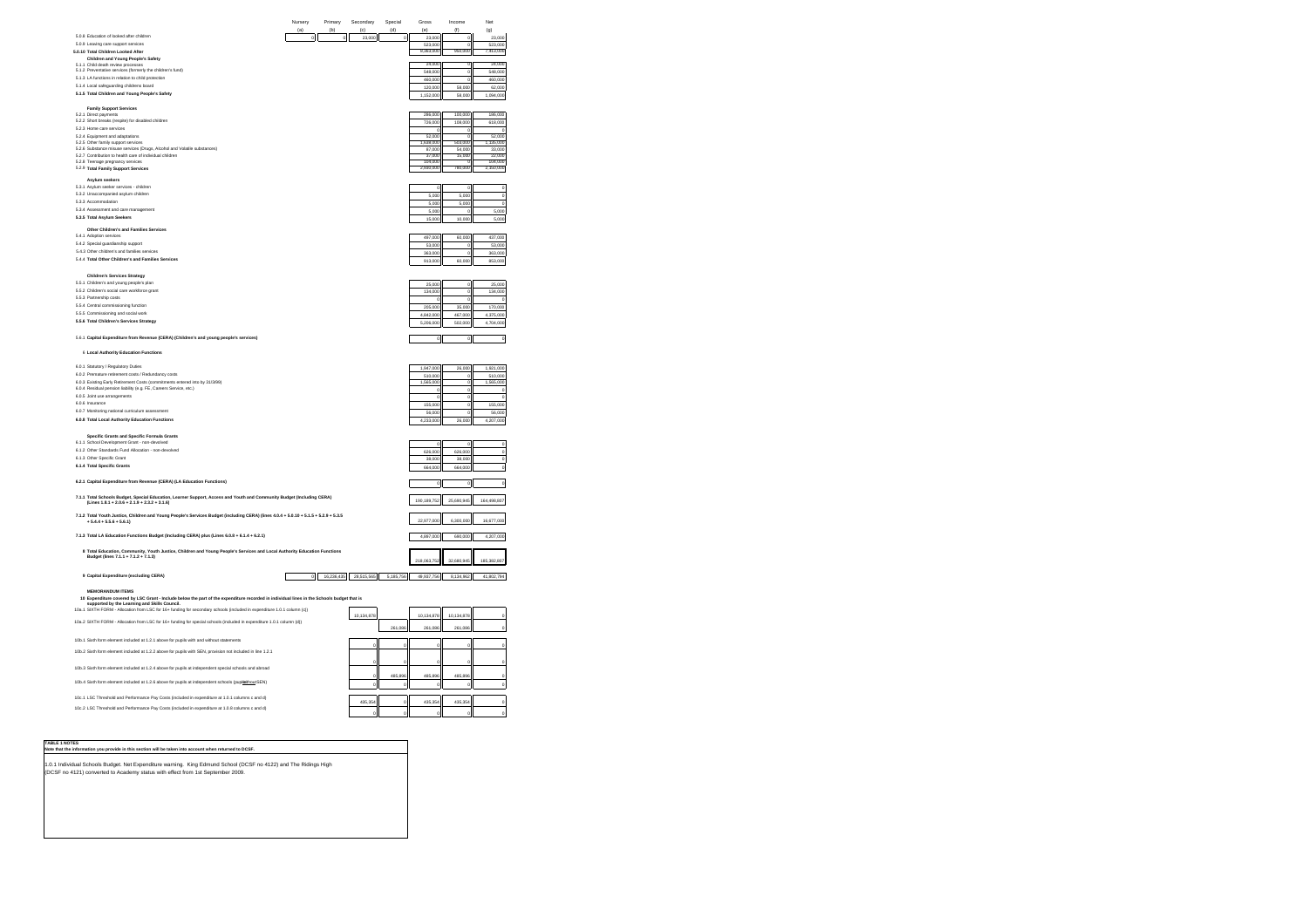| | Nursery (a) | Primary (b) | Secondary (c) | Special (d) | Gross (e) | Income (f) | Net (g) |
|---|---|---|---|---|---|---|---|
| 5.0.8 Education of looked after children | 0 | | 23,000 | 0 | 23,000 | 0 | 23,000 |
| 5.0.9 Leaving care support services | | | | | 523,000 | 0 | 523,000 |
| **5.0.10 Total Children Looked After** | | | | | 8,263,000 | 850,000 | 7,413,000 |
| **Children and Young People's Safety** | | | | | | | |
| 5.1.1 Child death review processes | | | | | 24,000 | 0 | 24,000 |
| 5.1.2 Preventative services (formerly the children's fund) | | | | | 548,000 | 0 | 548,000 |
| 5.1.3 LA functions in relation to child protection | | | | | 460,000 | 0 | 460,000 |
| 5.1.4 Local safeguarding childrens board | | | | | 120,000 | 58,000 | 62,000 |
| **5.1.5 Total Children and Young People's Safety** | | | | | 1,152,000 | 58,000 | 1,094,000 |
| **Family Support Services** | | | | | | | |
| 5.2.1 Direct payments | | | | | 286,000 | 100,000 | 186,000 |
| 5.2.2 Short breaks (respite) for disabled children | | | | | 726,000 | 108,000 | 618,000 |
| 5.2.3 Home care services | | | | | 0 | 0 | 0 |
| 5.2.4 Equipment and adaptations | | | | | 52,000 | 0 | 52,000 |
| 5.2.5 Other family support services | | | | | 1,638,000 | 503,000 | 1,135,000 |
| 5.2.6 Substance misuse services (Drugs, Alcohol and Volatile substances) | | | | | 87,000 | 54,000 | 33,000 |
| 5.2.7 Contribution to health care of individual children | | | | | 37,000 | 15,000 | 22,000 |
| 5.2.8 Teenage pregnancy services | | | | | 104,000 | 0 | 104,000 |
| **5.2.9 Total Family Support Services** | | | | | 2,930,000 | 780,000 | 2,150,000 |
| **Asylum seekers** | | | | | | | |
| 5.3.1 Asylum seeker services - children | | | | | 0 | 0 | 0 |
| 5.3.2 Unaccompanied asylum children | | | | | 5,000 | 5,000 | 0 |
| 5.3.3 Accommodation | | | | | 5,000 | 5,000 | 0 |
| 5.3.4 Assessment and care management | | | | | 5,000 | 0 | 5,000 |
| **5.3.5 Total Asylum Seekers** | | | | | 15,000 | 10,000 | 5,000 |
| **Other Children's and Families Services** | | | | | | | |
| 5.4.1 Adoption services | | | | | 497,000 | 60,000 | 437,000 |
| 5.4.2 Special guardianship support | | | | | 53,000 | 0 | 53,000 |
| 5.4.3 Other children's and families services | | | | | 363,000 | 0 | 363,000 |
| **5.4.4 Total Other Children's and Families Services** | | | | | 913,000 | 60,000 | 853,000 |
| **Children's Services Strategy** | | | | | | | |
| 5.5.1 Children's and young people's plan | | | | | 25,000 | 0 | 25,000 |
| 5.5.2 Children's social care workforce grant | | | | | 134,000 | 0 | 134,000 |
| 5.5.3 Partnership costs | | | | | 0 | 0 | 0 |
| 5.5.4 Central commissioning function | | | | | 205,000 | 35,000 | 170,000 |
| 5.5.5 Commissioning and social work | | | | | 4,842,000 | 467,000 | 4,375,000 |
| **5.5.6 Total Children's Services Strategy** | | | | | 5,206,000 | 502,000 | 4,704,000 |
| **5.6.1 Capital Expenditure from Revenue (CERA) (Children's and young people's services)** | | | | | 0 | 0 | 0 |
| **6 Local Authority Education Functions** | | | | | | | |
| 6.0.1 Statutory / Regulatory Duties | | | | | 1,947,000 | 26,000 | 1,921,000 |
| 6.0.2 Premature retirement costs / Redundancy costs | | | | | 510,000 | 0 | 510,000 |
| 6.0.3 Existing Early Retirement Costs (commitments entered into by 31/3/99) | | | | | 1,565,000 | 0 | 1,565,000 |
| 6.0.4 Residual pension liability (e.g. FE, Careers Service, etc.) | | | | | 0 | 0 | 0 |
| 6.0.5 Joint use arrangements | | | | | 0 | 0 | 0 |
| 6.0.6 Insurance | | | | | 155,000 | 0 | 155,000 |
| 6.0.7 Monitoring national curriculum assessment | | | | | 56,000 | 0 | 56,000 |
| **6.0.8 Total Local Authority Education Functions** | | | | | 4,233,000 | 26,000 | 4,207,000 |
| **Specific Grants and Specific Formula Grants** | | | | | | | |
| 6.1.1 School Development Grant - non-devolved | | | | | 0 | 0 | 0 |
| 6.1.2 Other Standards Fund Allocation - non-devolved | | | | | 626,000 | 626,000 | 0 |
| 6.1.3 Other Specific Grant | | | | | 38,000 | 38,000 | 0 |
| **6.1.4 Total Specific Grants** | | | | | 664,000 | 664,000 | 0 |
| **6.2.1 Capital Expenditure from Revenue (CERA) (LA Education Functions)** | | | | | 0 | 0 | 0 |
| **7.1.1 Total Schools Budget, Special Education, Learner Support, Access and Youth and Community Budget (including CERA) (Lines 1.8.1 + 2.0.6 + 2.1.8 + 2.3.2 + 3.1.6)** | | | | | 190,189,752 | 25,690,945 | 164,498,807 |
| **7.1.2 Total Youth Justice, Children and Young People's Services Budget (including CERA) (lines 4.0.4 + 5.0.10 + 5.1.5 + 5.2.9 + 5.3.5 + 5.4.4 + 5.5.6 + 5.6.1)** | | | | | 22,977,000 | 6,300,000 | 16,677,000 |
| **7.1.3 Total LA Education Functions Budget (including CERA) plus (Lines 6.0.8 + 6.1.4 + 6.2.1)** | | | | | 4,897,000 | 690,000 | 4,207,000 |
| **8 Total Education, Community, Youth Justice, Children and Young People's Services and Local Authority Education Functions Budget (lines 7.1.1 + 7.1.2 + 7.1.3)** | | | | | 218,063,752 | 32,680,945 | 185,382,807 |
| **9 Capital Expenditure (excluding CERA)** | 0 | 16,236,435 | 28,515,565 | 5,185,756 | 49,937,756 | 8,134,962 | 41,802,794 |

**MEMORANDUM ITEMS**

**10 Expenditure covered by LSC Grant - include below the part of the expenditure recorded in individual lines in the Schools budget that is supported by the Learning and Skills Council.**

| | Secondary (c) | Special (d) | Gross (e) | Income (f) | Net (g) |
|---|---|---|---|---|---|
| 10a.1 SIXTH FORM - Allocation from LSC for 16+ funding for secondary schools (included in expenditure 1.0.1 column (c)) | 10,134,878 | | 10,134,878 | 10,134,878 | 0 |
| 10a.2 SIXTH FORM - Allocation from LSC for 16+ funding for special schools (included in expenditure 1.0.1 column (d)) | | 261,086 | 261,086 | 261,086 | 0 |
| 10b.1 Sixth form element included at 1.2.1 above for pupils with and without statements | 0 | 0 | 0 | 0 | 0 |
| 10b.2 Sixth form element included at 1.2.2 above for pupils with SEN, provision not included in line 1.2.1 | 0 | 0 | 0 | 0 | 0 |
| 10b.3 Sixth form element included at 1.2.4 above for pupils at independent special schools and abroad | 0 | 485,896 | 485,896 | 485,896 | 0 |
| 10b.4 Sixth form element included at 1.2.6 above for pupils at independent schools (pupils without SEN) | 0 | 0 | 0 | 0 | 0 |
| 10c.1 LSC Threshold and Performance Pay Costs (included in expenditure at 1.0.1 columns c and d) | 435,354 | 0 | 435,354 | 435,354 | 0 |
| 10c.2 LSC Threshold and Performance Pay Costs (included in expenditure at 1.0.8 columns c and d) | 0 | 0 | 0 | 0 | 0 |

**TABLE 1 NOTES**
**Note that the information you provide in this section will be taken into account when returned to DCSF.**

1.0.1 Individual Schools Budget. Net Expenditure warning. King Edmund School (DCSF no 4122) and The Ridings High (DCSF no 4121) converted to Academy status with effect from 1st September 2009.